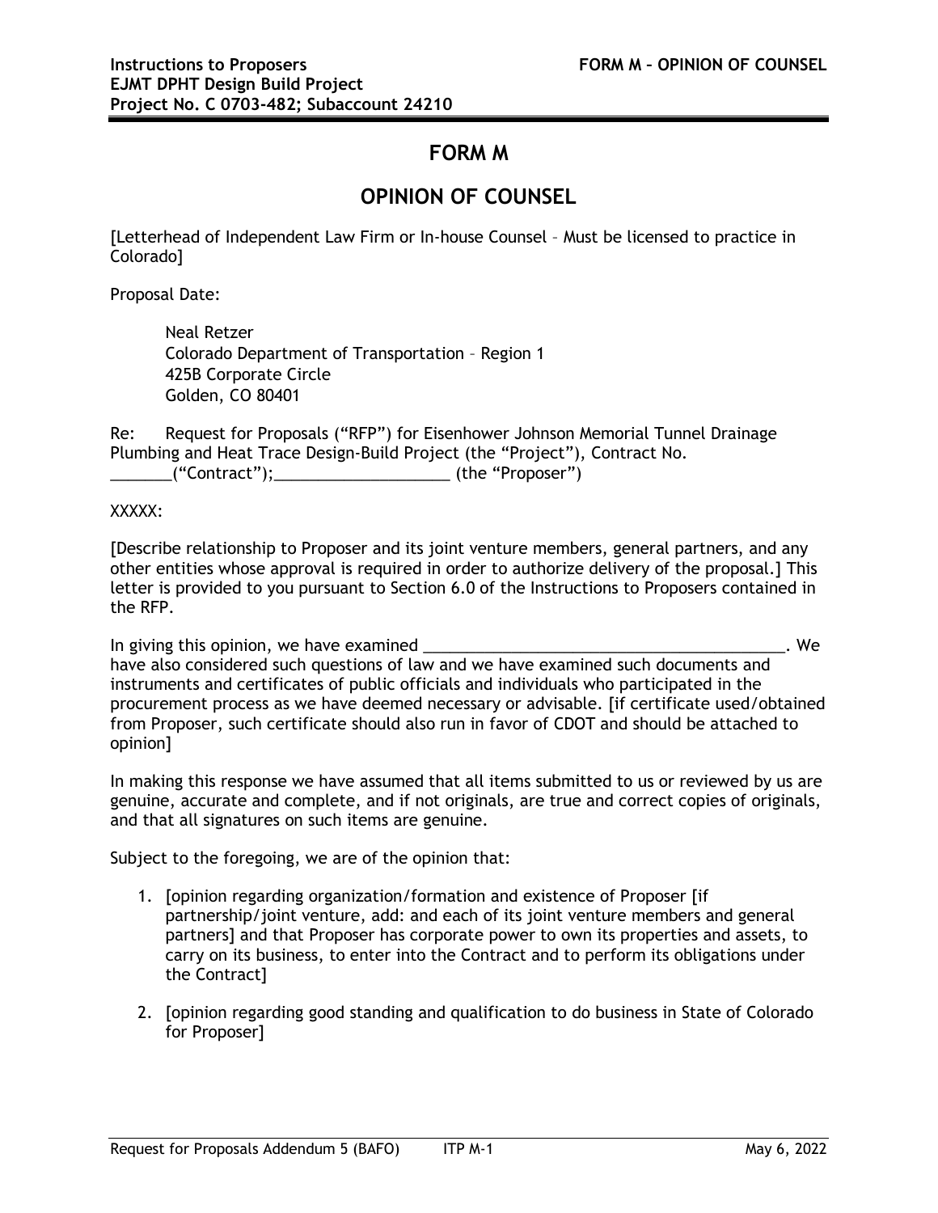# FORM M

## OPINION OF COUNSEL

[Letterhead of Independent Law Firm or In-house Counsel – Must be licensed to practice in Colorado]

Proposal Date:

Neal Retzer
Colorado Department of Transportation – Region 1
425B Corporate Circle
Golden, CO 80401

Re: Request for Proposals ("RFP") for Eisenhower Johnson Memorial Tunnel Drainage Plumbing and Heat Trace Design-Build Project (the "Project"), Contract No. _______("Contract");____________________ (the "Proposer")

XXXXX:

[Describe relationship to Proposer and its joint venture members, general partners, and any other entities whose approval is required in order to authorize delivery of the proposal.] This letter is provided to you pursuant to Section 6.0 of the Instructions to Proposers contained in the RFP.

In giving this opinion, we have examined __________________________________________. We have also considered such questions of law and we have examined such documents and instruments and certificates of public officials and individuals who participated in the procurement process as we have deemed necessary or advisable. [if certificate used/obtained from Proposer, such certificate should also run in favor of CDOT and should be attached to opinion]

In making this response we have assumed that all items submitted to us or reviewed by us are genuine, accurate and complete, and if not originals, are true and correct copies of originals, and that all signatures on such items are genuine.

Subject to the foregoing, we are of the opinion that:

1. [opinion regarding organization/formation and existence of Proposer [if partnership/joint venture, add: and each of its joint venture members and general partners] and that Proposer has corporate power to own its properties and assets, to carry on its business, to enter into the Contract and to perform its obligations under the Contract]

2. [opinion regarding good standing and qualification to do business in State of Colorado for Proposer]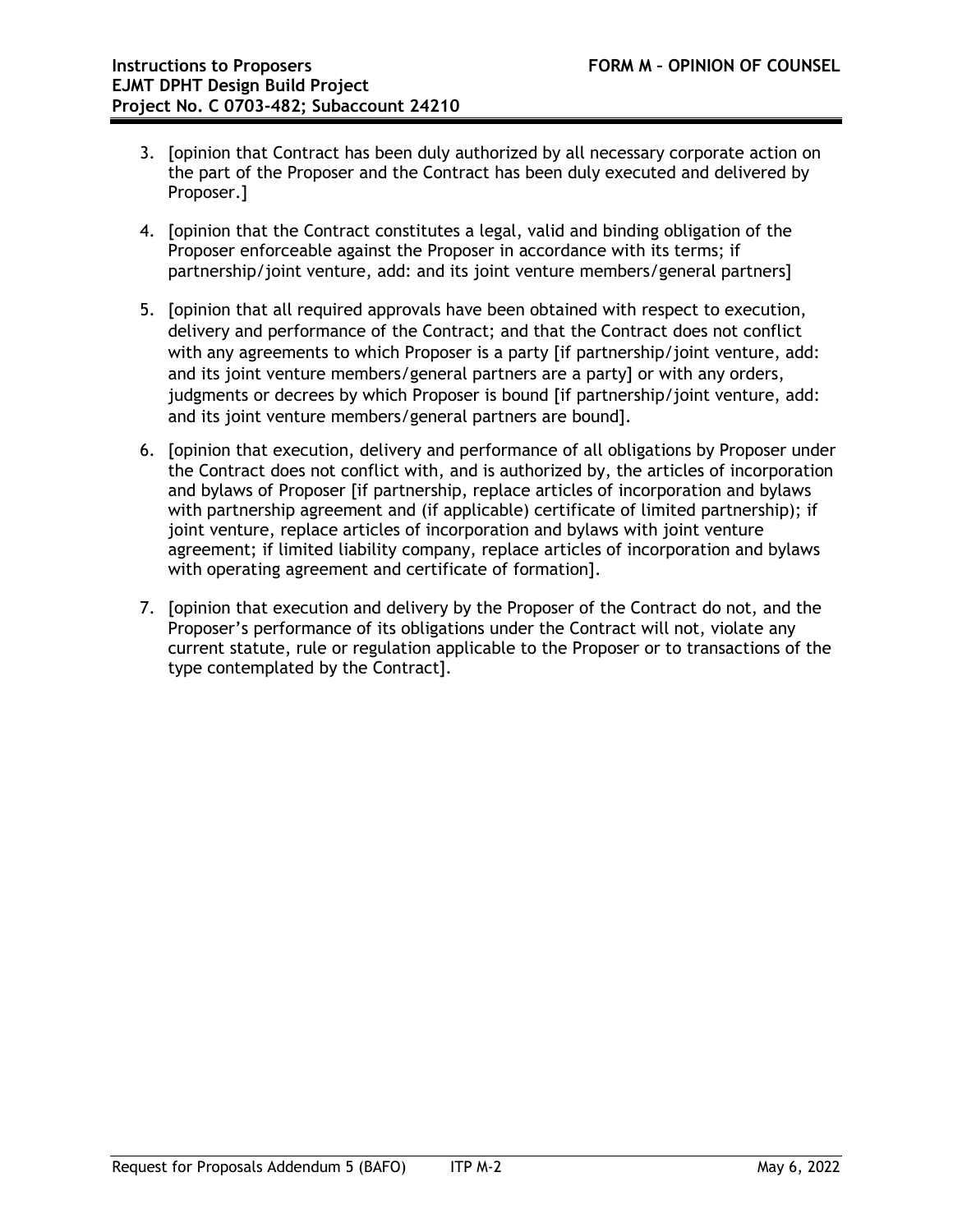3. [opinion that Contract has been duly authorized by all necessary corporate action on the part of the Proposer and the Contract has been duly executed and delivered by Proposer.]

4. [opinion that the Contract constitutes a legal, valid and binding obligation of the Proposer enforceable against the Proposer in accordance with its terms; if partnership/joint venture, add: and its joint venture members/general partners]

5. [opinion that all required approvals have been obtained with respect to execution, delivery and performance of the Contract; and that the Contract does not conflict with any agreements to which Proposer is a party [if partnership/joint venture, add: and its joint venture members/general partners are a party] or with any orders, judgments or decrees by which Proposer is bound [if partnership/joint venture, add: and its joint venture members/general partners are bound].

6. [opinion that execution, delivery and performance of all obligations by Proposer under the Contract does not conflict with, and is authorized by, the articles of incorporation and bylaws of Proposer [if partnership, replace articles of incorporation and bylaws with partnership agreement and (if applicable) certificate of limited partnership); if joint venture, replace articles of incorporation and bylaws with joint venture agreement; if limited liability company, replace articles of incorporation and bylaws with operating agreement and certificate of formation].

7. [opinion that execution and delivery by the Proposer of the Contract do not, and the Proposer's performance of its obligations under the Contract will not, violate any current statute, rule or regulation applicable to the Proposer or to transactions of the type contemplated by the Contract].